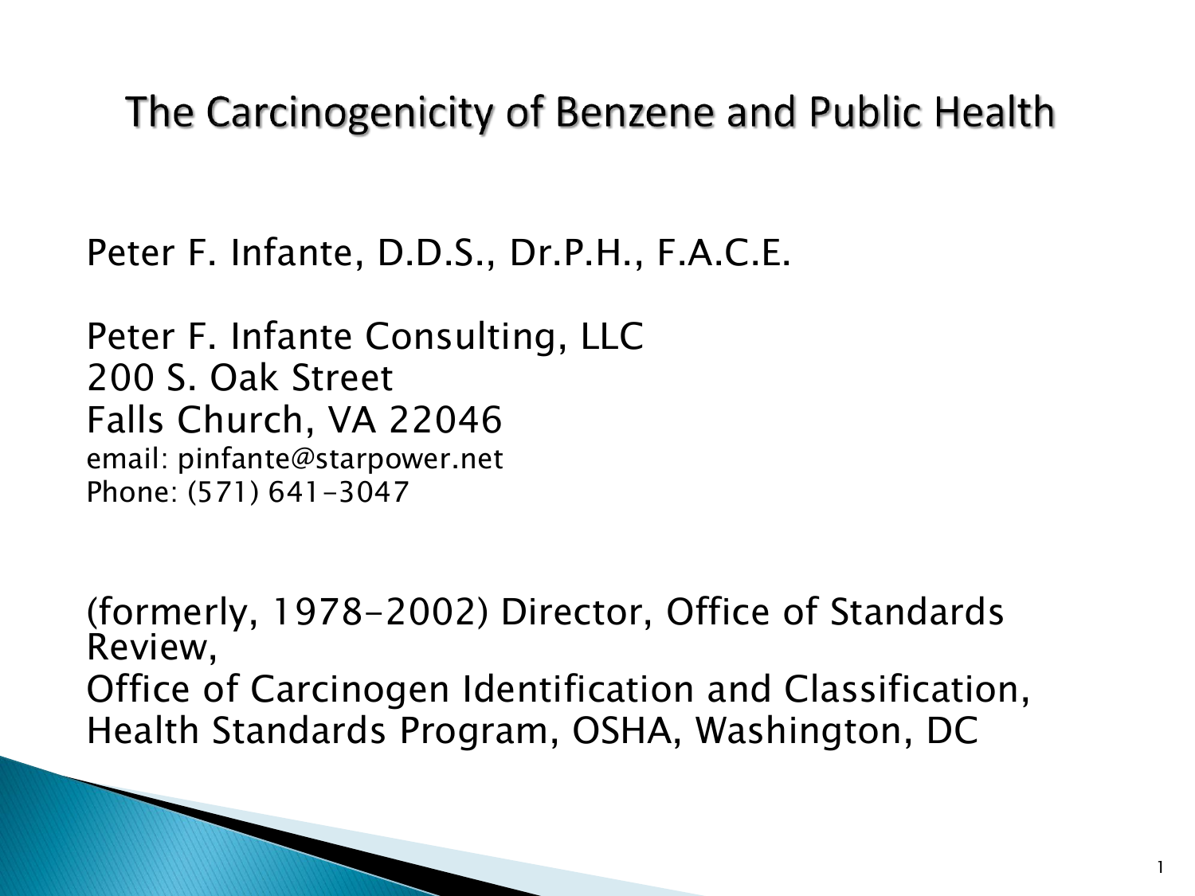# The Carcinogenicity of Benzene and Public Health

Peter F. Infante, D.D.S., Dr.P.H., F.A.C.E.

Peter F. Infante Consulting, LLC
200 S. Oak Street
Falls Church, VA 22046
email: pinfante@starpower.net
Phone: (571) 641-3047

(formerly, 1978-2002) Director, Office of Standards Review,
Office of Carcinogen Identification and Classification,
Health Standards Program, OSHA, Washington, DC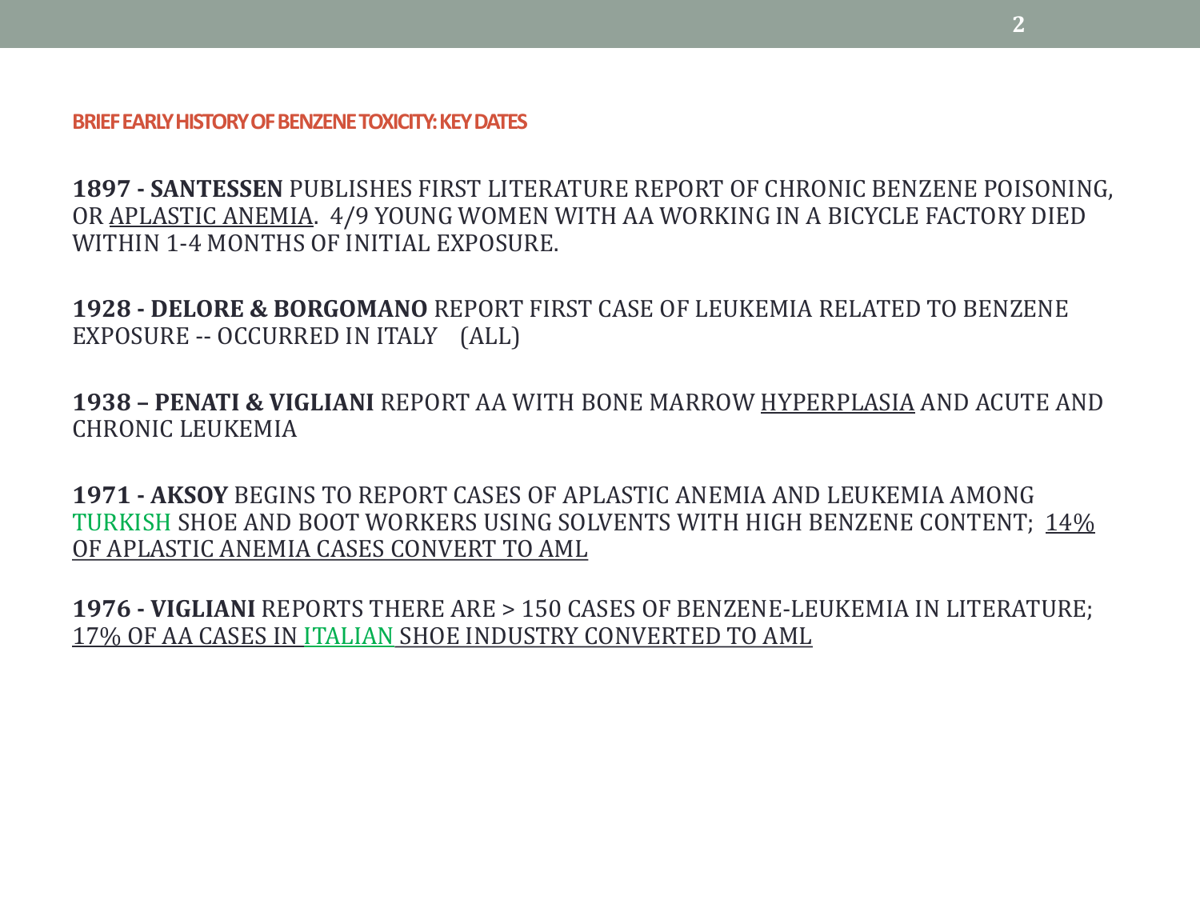## BRIEF EARLY HISTORY OF BENZENE TOXICITY: KEY DATES

**1897 - SANTESSEN** PUBLISHES FIRST LITERATURE REPORT OF CHRONIC BENZENE POISONING, OR APLASTIC ANEMIA. 4/9 YOUNG WOMEN WITH AA WORKING IN A BICYCLE FACTORY DIED WITHIN 1-4 MONTHS OF INITIAL EXPOSURE.

**1928 - DELORE & BORGOMANO** REPORT FIRST CASE OF LEUKEMIA RELATED TO BENZENE EXPOSURE -- OCCURRED IN ITALY (ALL)

**1938 – PENATI & VIGLIANI** REPORT AA WITH BONE MARROW HYPERPLASIA AND ACUTE AND CHRONIC LEUKEMIA

**1971 - AKSOY** BEGINS TO REPORT CASES OF APLASTIC ANEMIA AND LEUKEMIA AMONG TURKISH SHOE AND BOOT WORKERS USING SOLVENTS WITH HIGH BENZENE CONTENT; 14% OF APLASTIC ANEMIA CASES CONVERT TO AML

**1976 - VIGLIANI** REPORTS THERE ARE > 150 CASES OF BENZENE-LEUKEMIA IN LITERATURE; 17% OF AA CASES IN ITALIAN SHOE INDUSTRY CONVERTED TO AML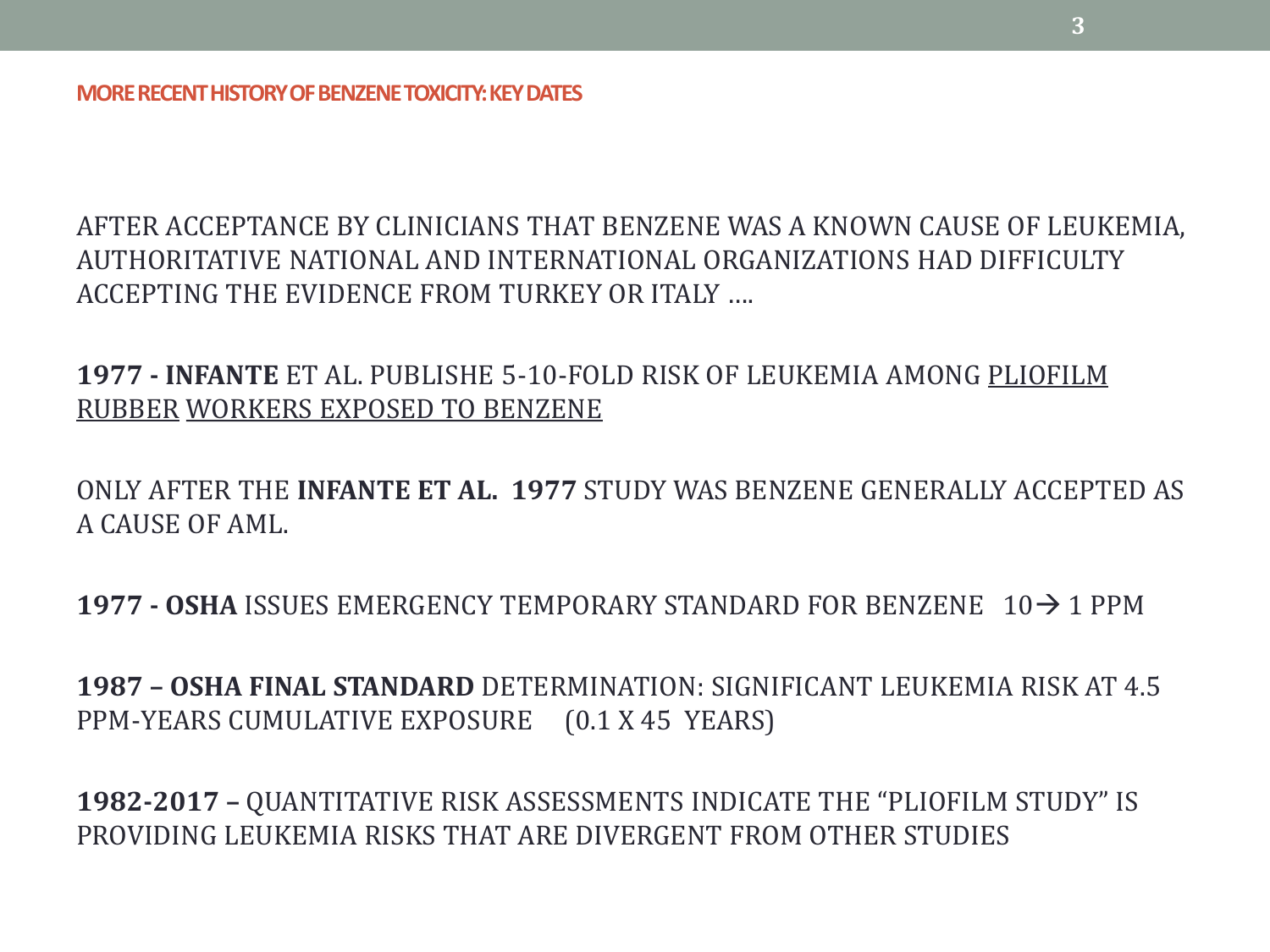## MORE RECENT HISTORY OF BENZENE TOXICITY: KEY DATES

AFTER ACCEPTANCE BY CLINICIANS THAT BENZENE WAS A KNOWN CAUSE OF LEUKEMIA, AUTHORITATIVE NATIONAL AND INTERNATIONAL ORGANIZATIONS HAD DIFFICULTY ACCEPTING THE EVIDENCE FROM TURKEY OR ITALY ….

**1977 - INFANTE** ET AL. PUBLISHE 5-10-FOLD RISK OF LEUKEMIA AMONG <u>PLIOFILM RUBBER</u> <u>WORKERS EXPOSED TO BENZENE</u>

ONLY AFTER THE **INFANTE ET AL. 1977** STUDY WAS BENZENE GENERALLY ACCEPTED AS A CAUSE OF AML.

**1977 - OSHA** ISSUES EMERGENCY TEMPORARY STANDARD FOR BENZENE 10→ 1 PPM

**1987 – OSHA FINAL STANDARD** DETERMINATION: SIGNIFICANT LEUKEMIA RISK AT 4.5 PPM-YEARS CUMULATIVE EXPOSURE (0.1 X 45 YEARS)

**1982-2017 –** QUANTITATIVE RISK ASSESSMENTS INDICATE THE "PLIOFILM STUDY" IS PROVIDING LEUKEMIA RISKS THAT ARE DIVERGENT FROM OTHER STUDIES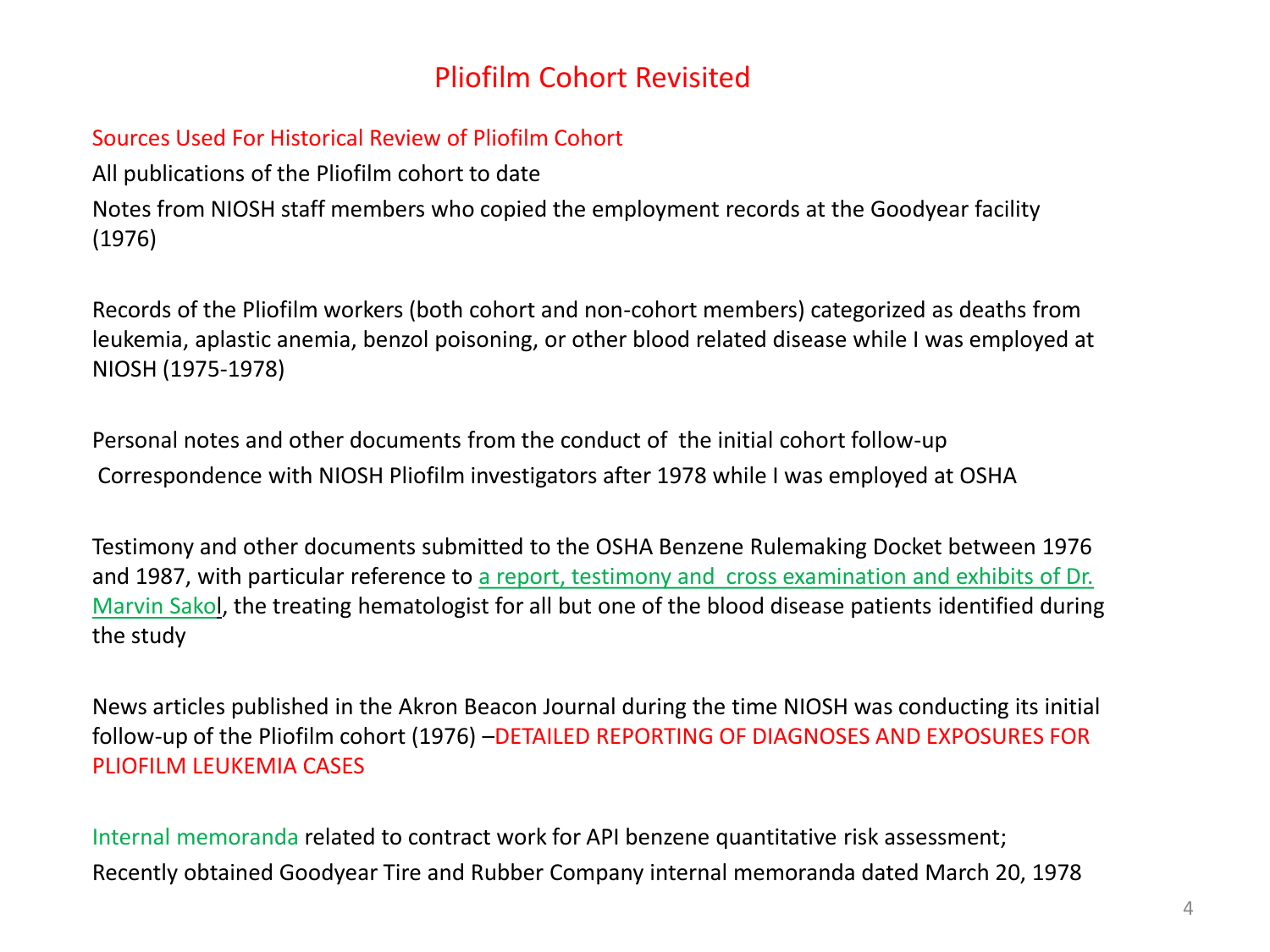# Pliofilm Cohort Revisited

## Sources Used For Historical Review of Pliofilm Cohort

All publications of the Pliofilm cohort to date

Notes from NIOSH staff members who copied the employment records at the Goodyear facility (1976)

Records of the Pliofilm workers (both cohort and non-cohort members) categorized as deaths from leukemia, aplastic anemia, benzol poisoning, or other blood related disease while I was employed at NIOSH (1975-1978)

Personal notes and other documents from the conduct of the initial cohort follow-up

Correspondence with NIOSH Pliofilm investigators after 1978 while I was employed at OSHA

Testimony and other documents submitted to the OSHA Benzene Rulemaking Docket between 1976 and 1987, with particular reference to a report, testimony and cross examination and exhibits of Dr. Marvin Sakol, the treating hematologist for all but one of the blood disease patients identified during the study

News articles published in the Akron Beacon Journal during the time NIOSH was conducting its initial follow-up of the Pliofilm cohort (1976) –DETAILED REPORTING OF DIAGNOSES AND EXPOSURES FOR PLIOFILM LEUKEMIA CASES

Internal memoranda related to contract work for API benzene quantitative risk assessment;

Recently obtained Goodyear Tire and Rubber Company internal memoranda dated March 20, 1978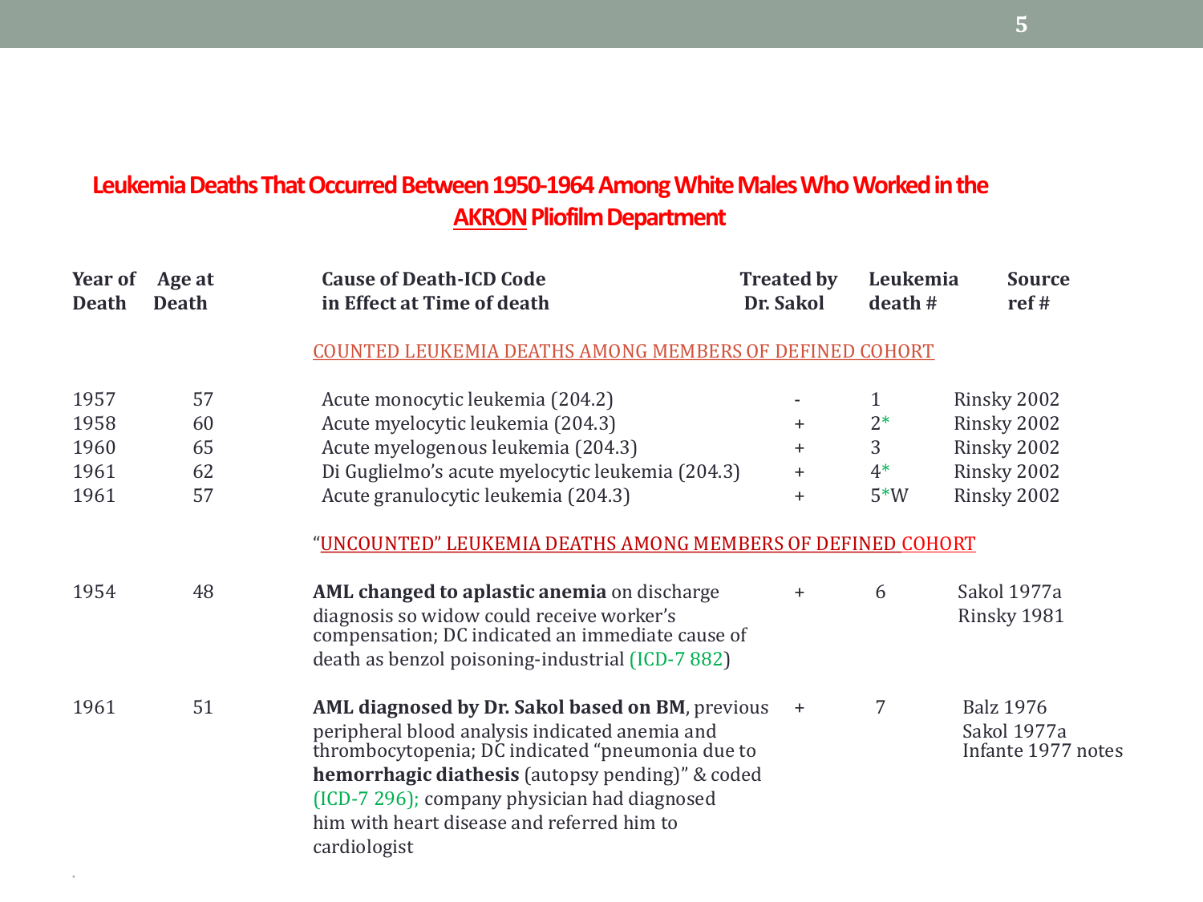## Leukemia Deaths That Occurred Between 1950-1964 Among White Males Who Worked in the AKRON Pliofilm Department

| Year of Death | Age at Death | Cause of Death-ICD Code in Effect at Time of death | Treated by Dr. Sakol | Leukemia death # | Source ref # |
|---|---|---|---|---|---|
| | | COUNTED LEUKEMIA DEATHS AMONG MEMBERS OF DEFINED COHORT | | | |
| 1957 | 57 | Acute monocytic leukemia (204.2) | - | 1 | Rinsky 2002 |
| 1958 | 60 | Acute myelocytic leukemia (204.3) | + | 2* | Rinsky 2002 |
| 1960 | 65 | Acute myelogenous leukemia (204.3) | + | 3 | Rinsky 2002 |
| 1961 | 62 | Di Guglielmo's acute myelocytic leukemia (204.3) | + | 4* | Rinsky 2002 |
| 1961 | 57 | Acute granulocytic leukemia (204.3) | + | 5*W | Rinsky 2002 |
| | | "UNCOUNTED" LEUKEMIA DEATHS AMONG MEMBERS OF DEFINED COHORT | | | |
| 1954 | 48 | **AML changed to aplastic anemia** on discharge diagnosis so widow could receive worker's compensation; DC indicated an immediate cause of death as benzol poisoning-industrial (ICD-7 882) | + | 6 | Sakol 1977a<br>Rinsky 1981 |
| 1961 | 51 | **AML diagnosed by Dr. Sakol based on BM**, previous peripheral blood analysis indicated anemia and thrombocytopenia; DC indicated "pneumonia due to **hemorrhagic diathesis** (autopsy pending)" & coded (ICD-7 296); company physician had diagnosed him with heart disease and referred him to cardiologist | + | 7 | Balz 1976<br>Sakol 1977a<br>Infante 1977 notes |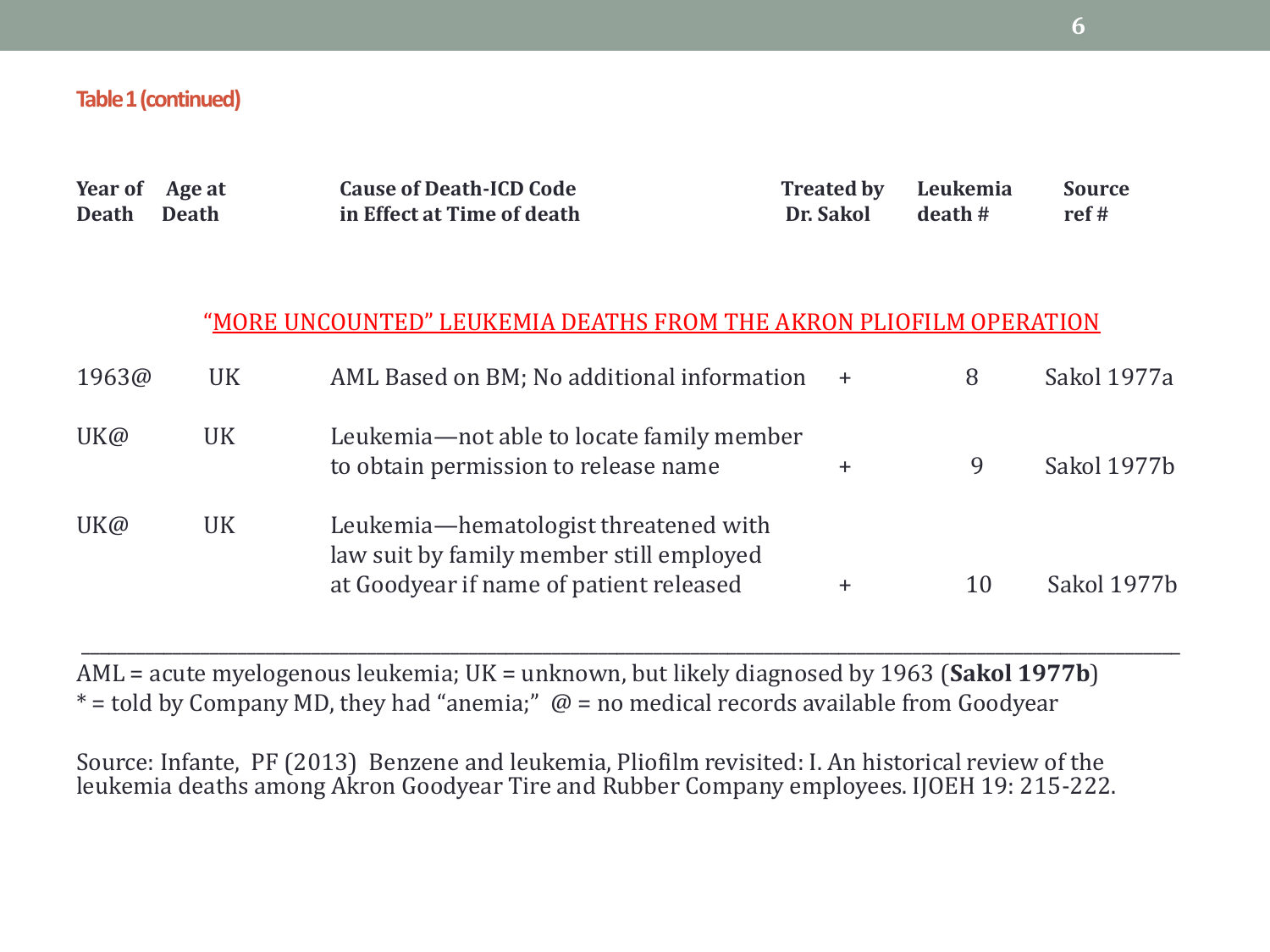**Table 1 (continued)**

| Year of Death | Age at Death | Cause of Death-ICD Code in Effect at Time of death | Treated by Dr. Sakol | Leukemia death # | Source ref # |
|---|---|---|---|---|---|
| | | “MORE UNCOUNTED” LEUKEMIA DEATHS FROM THE AKRON PLIOFILM OPERATION | | | |
| 1963@ | UK | AML Based on BM; No additional information | + | 8 | Sakol 1977a |
| UK@ | UK | Leukemia—not able to locate family member to obtain permission to release name | + | 9 | Sakol 1977b |
| UK@ | UK | Leukemia—hematologist threatened with law suit by family member still employed at Goodyear if name of patient released | + | 10 | Sakol 1977b |

AML = acute myelogenous leukemia; UK = unknown, but likely diagnosed by 1963 (**Sakol 1977b**)
* = told by Company MD, they had “anemia;” @ = no medical records available from Goodyear

Source: Infante, PF (2013) Benzene and leukemia, Pliofilm revisited: I. An historical review of the leukemia deaths among Akron Goodyear Tire and Rubber Company employees. IJOEH 19: 215-222.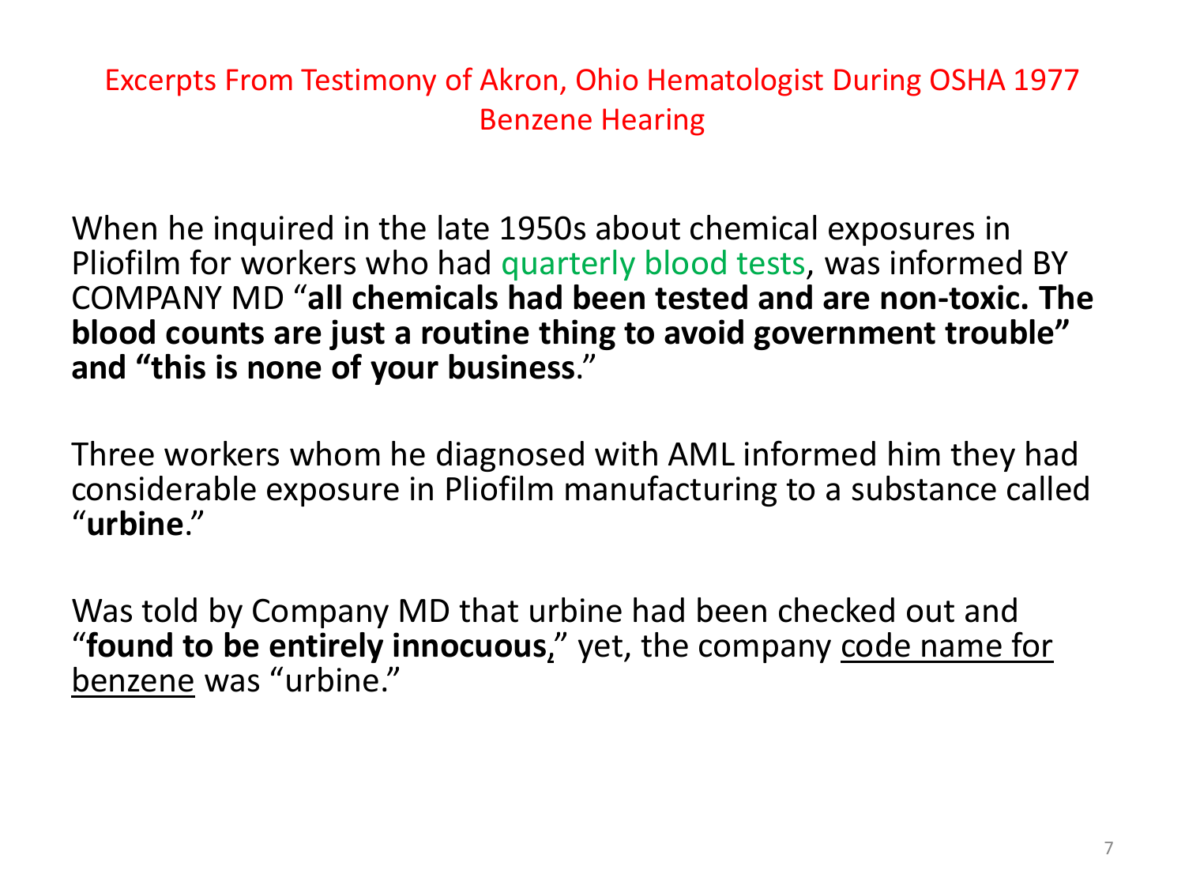## Excerpts From Testimony of Akron, Ohio Hematologist During OSHA 1977 Benzene Hearing

When he inquired in the late 1950s about chemical exposures in Pliofilm for workers who had quarterly blood tests, was informed BY COMPANY MD "**all chemicals had been tested and are non-toxic. The blood counts are just a routine thing to avoid government trouble" and "this is none of your business**."

Three workers whom he diagnosed with AML informed him they had considerable exposure in Pliofilm manufacturing to a substance called "**urbine**."

Was told by Company MD that urbine had been checked out and "**found to be entirely innocuous**," yet, the company code name for benzene was "urbine."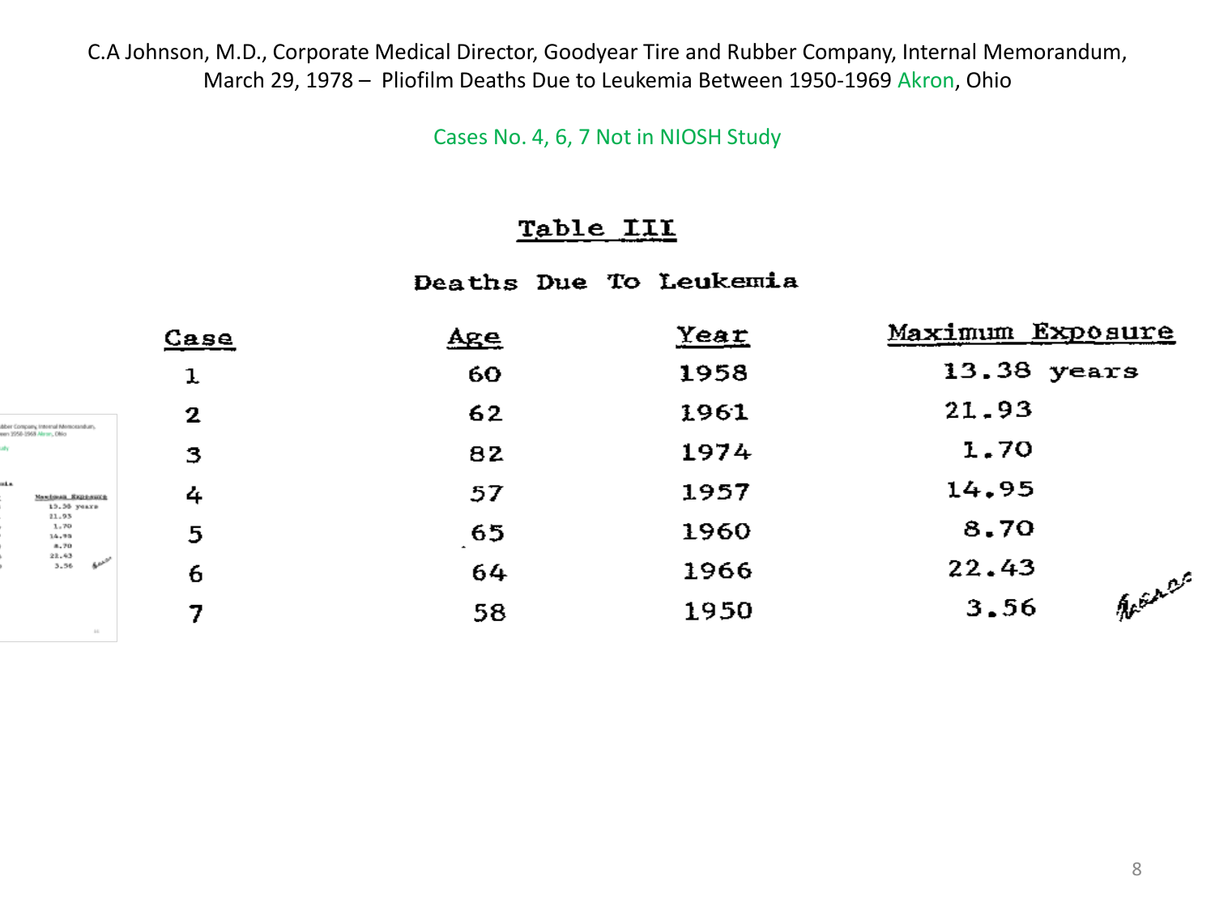C.A Johnson, M.D., Corporate Medical Director, Goodyear Tire and Rubber Company, Internal Memorandum, March 29, 1978 – Pliofilm Deaths Due to Leukemia Between 1950-1969 Akron, Ohio

Cases No. 4, 6, 7 Not in NIOSH Study

## Table III

### Deaths Due To Leukemia

| Case | Age | Year | Maximum Exposure |
|---|---|---|---|
| 1 | 60 | 1958 | 13.38 years |
| 2 | 62 | 1961 | 21.93 |
| 3 | 82 | 1974 | 1.70 |
| 4 | 57 | 1957 | 14.95 |
| 5 | 65 | 1960 | 8.70 |
| 6 | 64 | 1966 | 22.43 |
| 7 | 58 | 1950 | 3.56 |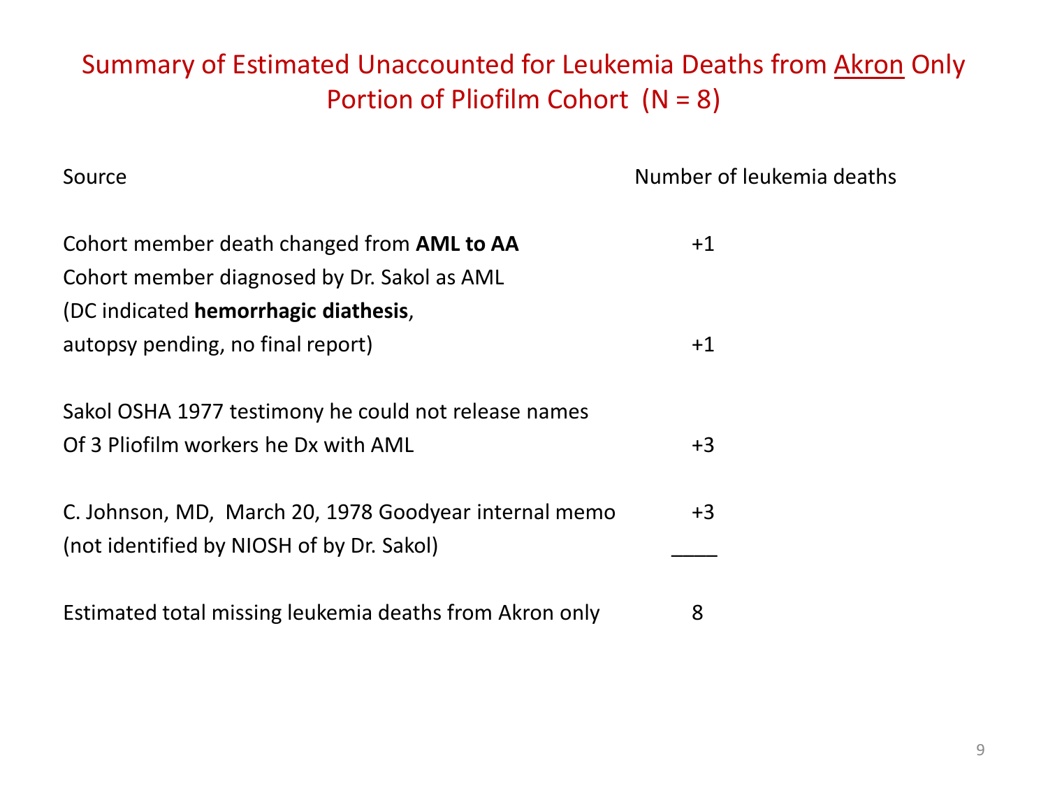# Summary of Estimated Unaccounted for Leukemia Deaths from Akron Only Portion of Pliofilm Cohort (N = 8)

| Source | Number of leukemia deaths |
|---|---|
| Cohort member death changed from **AML to AA** | +1 |
| Cohort member diagnosed by Dr. Sakol as AML (DC indicated **hemorrhagic diathesis**, autopsy pending, no final report) | +1 |
| Sakol OSHA 1977 testimony he could not release names Of 3 Pliofilm workers he Dx with AML | +3 |
| C. Johnson, MD, March 20, 1978 Goodyear internal memo (not identified by NIOSH of by Dr. Sakol) | +3 |
| Estimated total missing leukemia deaths from Akron only | 8 |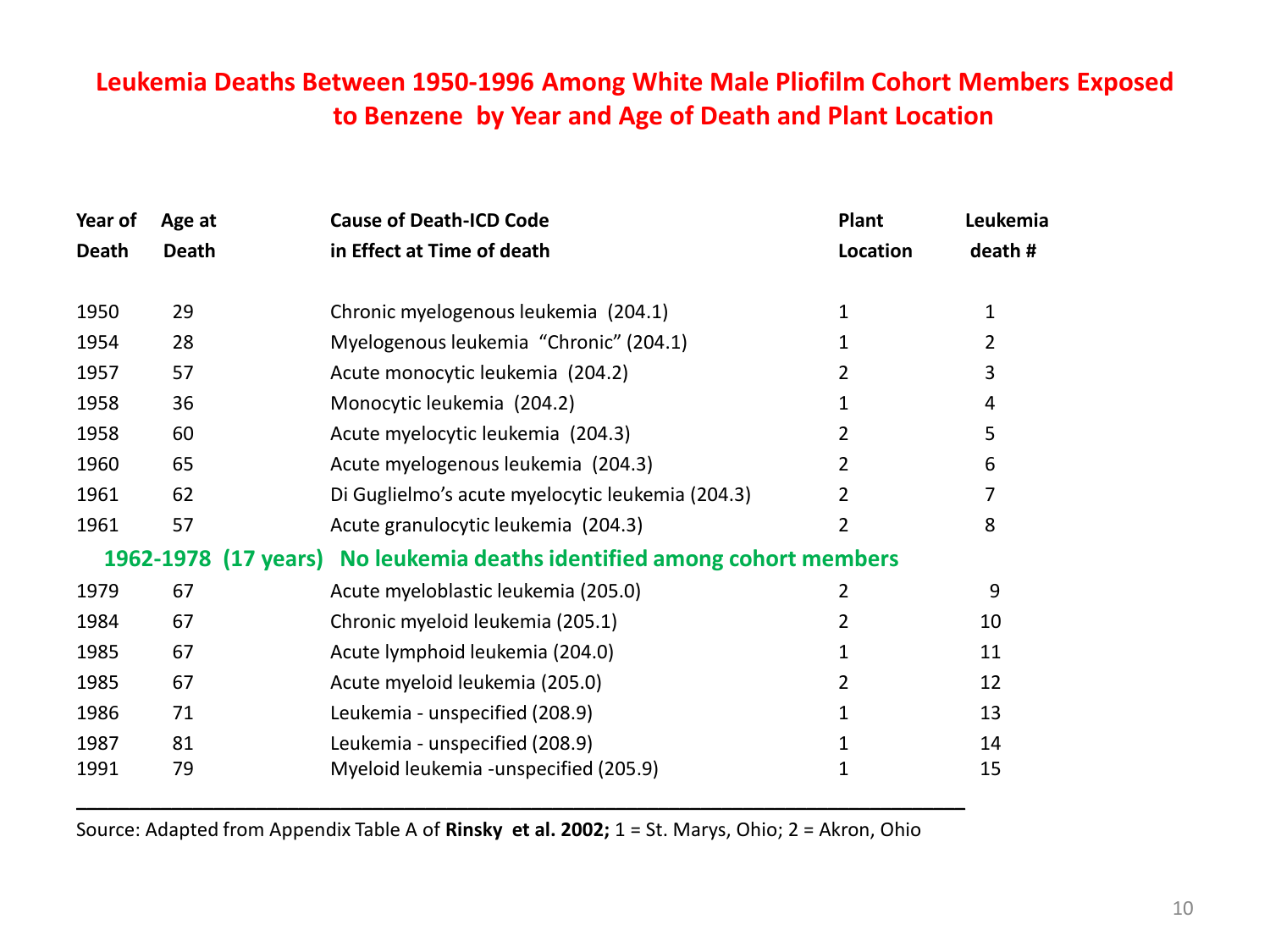# Leukemia Deaths Between 1950-1996 Among White Male Pliofilm Cohort Members Exposed to Benzene by Year and Age of Death and Plant Location

| Year of Death | Age at Death | Cause of Death-ICD Code in Effect at Time of death | Plant Location | Leukemia death # |
|---|---|---|---|---|
| 1950 | 29 | Chronic myelogenous leukemia (204.1) | 1 | 1 |
| 1954 | 28 | Myelogenous leukemia "Chronic" (204.1) | 1 | 2 |
| 1957 | 57 | Acute monocytic leukemia (204.2) | 2 | 3 |
| 1958 | 36 | Monocytic leukemia (204.2) | 1 | 4 |
| 1958 | 60 | Acute myelocytic leukemia (204.3) | 2 | 5 |
| 1960 | 65 | Acute myelogenous leukemia (204.3) | 2 | 6 |
| 1961 | 62 | Di Guglielmo's acute myelocytic leukemia (204.3) | 2 | 7 |
| 1961 | 57 | Acute granulocytic leukemia (204.3) | 2 | 8 |
| **1962-1978 (17 years)** | | **No leukemia deaths identified among cohort members** | | |
| 1979 | 67 | Acute myeloblastic leukemia (205.0) | 2 | 9 |
| 1984 | 67 | Chronic myeloid leukemia (205.1) | 2 | 10 |
| 1985 | 67 | Acute lymphoid leukemia (204.0) | 1 | 11 |
| 1985 | 67 | Acute myeloid leukemia (205.0) | 2 | 12 |
| 1986 | 71 | Leukemia - unspecified (208.9) | 1 | 13 |
| 1987 | 81 | Leukemia - unspecified (208.9) | 1 | 14 |
| 1991 | 79 | Myeloid leukemia -unspecified (205.9) | 1 | 15 |

Source: Adapted from Appendix Table A of **Rinsky et al. 2002;** 1 = St. Marys, Ohio; 2 = Akron, Ohio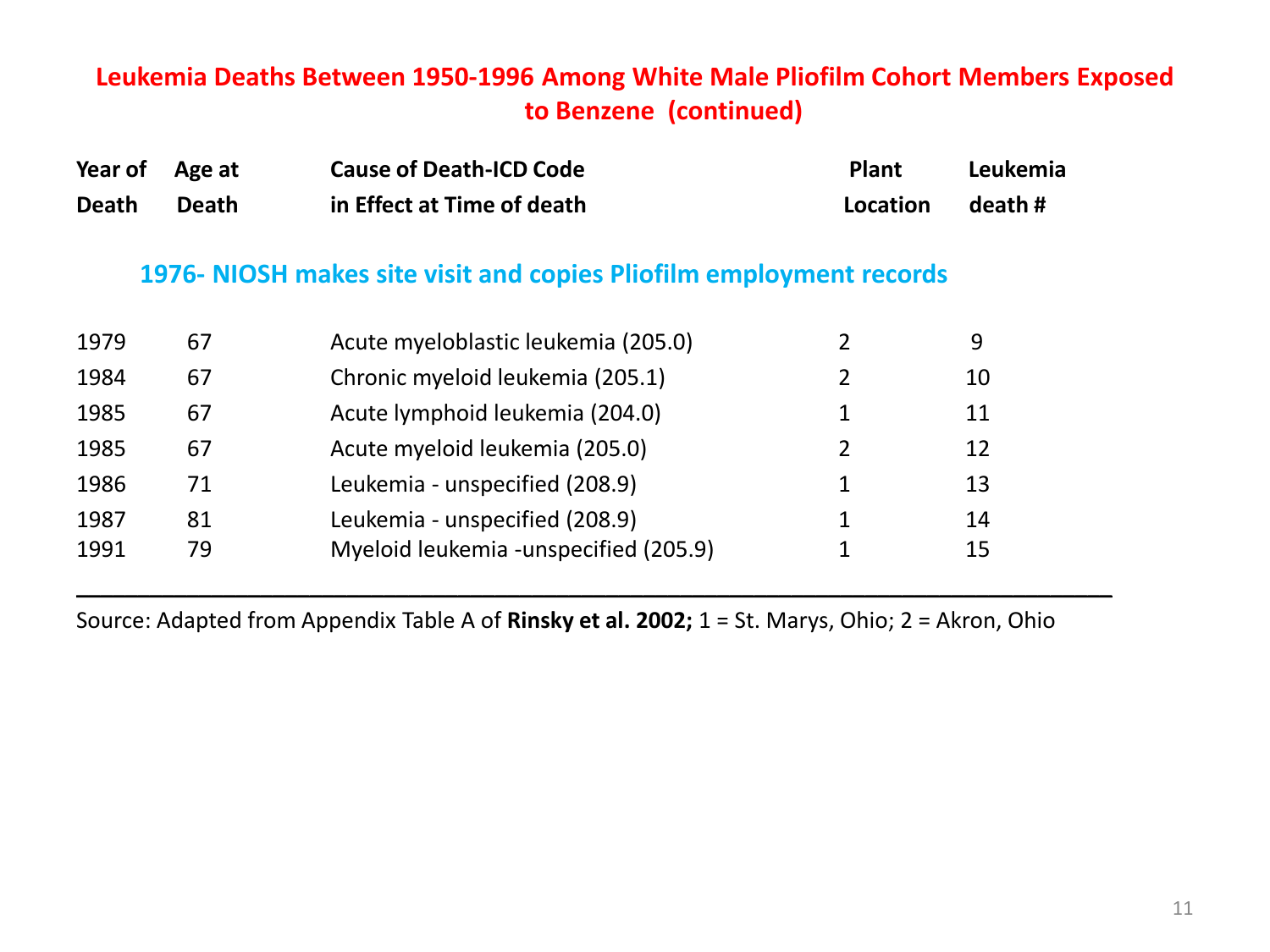## Leukemia Deaths Between 1950-1996 Among White Male Pliofilm Cohort Members Exposed to Benzene (continued)

| Year of Death | Age at Death | Cause of Death-ICD Code in Effect at Time of death | Plant Location | Leukemia death # |
|---|---|---|---|---|
| **1976- NIOSH makes site visit and copies Pliofilm employment records** | | | | |
| 1979 | 67 | Acute myeloblastic leukemia (205.0) | 2 | 9 |
| 1984 | 67 | Chronic myeloid leukemia (205.1) | 2 | 10 |
| 1985 | 67 | Acute lymphoid leukemia (204.0) | 1 | 11 |
| 1985 | 67 | Acute myeloid leukemia (205.0) | 2 | 12 |
| 1986 | 71 | Leukemia - unspecified (208.9) | 1 | 13 |
| 1987 | 81 | Leukemia - unspecified (208.9) | 1 | 14 |
| 1991 | 79 | Myeloid leukemia -unspecified (205.9) | 1 | 15 |

Source: Adapted from Appendix Table A of **Rinsky et al. 2002;** 1 = St. Marys, Ohio; 2 = Akron, Ohio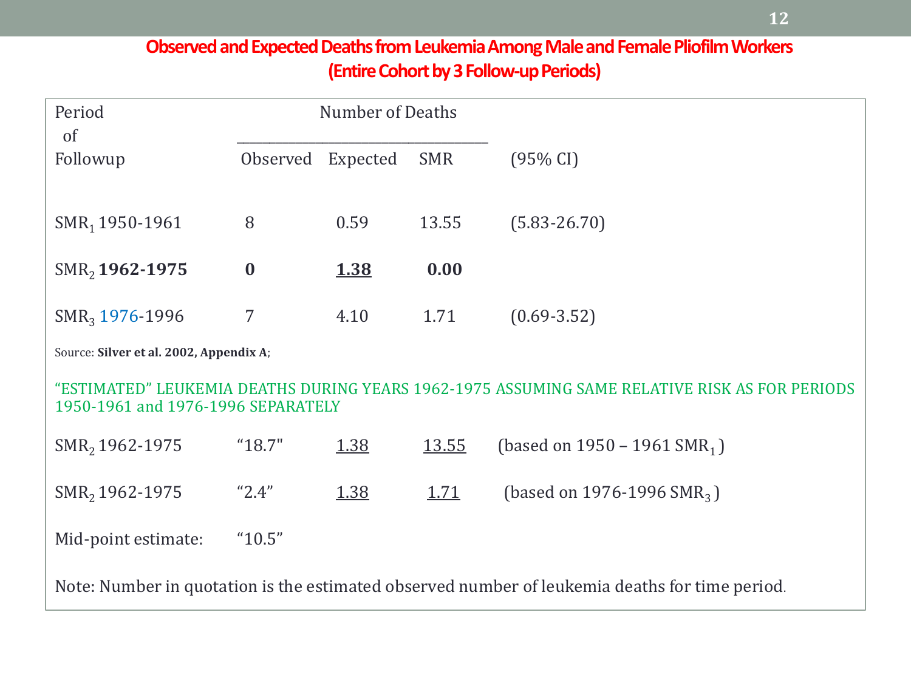## Observed and Expected Deaths from Leukemia Among Male and Female Pliofilm Workers (Entire Cohort by 3 Follow-up Periods)

| Period of Followup | Number of Deaths: Observed | Expected | SMR | (95% CI) |
|---|---|---|---|---|
| $SMR_1$ 1950-1961 | 8 | 0.59 | 13.55 | (5.83-26.70) |
| $SMR_2$ **1962-1975** | **0** | **<u>1.38</u>** | **0.00** | |
| $SMR_3$ 1976-1996 | 7 | 4.10 | 1.71 | (0.69-3.52) |

Source: **Silver et al. 2002, Appendix A**;

"ESTIMATED" LEUKEMIA DEATHS DURING YEARS 1962-1975 ASSUMING SAME RELATIVE RISK AS FOR PERIODS 1950-1961 and 1976-1996 SEPARATELY

| | | | | |
|---|---|---|---|---|
| $SMR_2$ 1962-1975 | "18.7" | <u>1.38</u> | <u>13.55</u> | (based on 1950 – 1961 $SMR_1$) |
| $SMR_2$ 1962-1975 | "2.4" | <u>1.38</u> | <u>1.71</u> | (based on 1976-1996 $SMR_3$) |
| Mid-point estimate: | "10.5" | | | |

Note: Number in quotation is the estimated observed number of leukemia deaths for time period.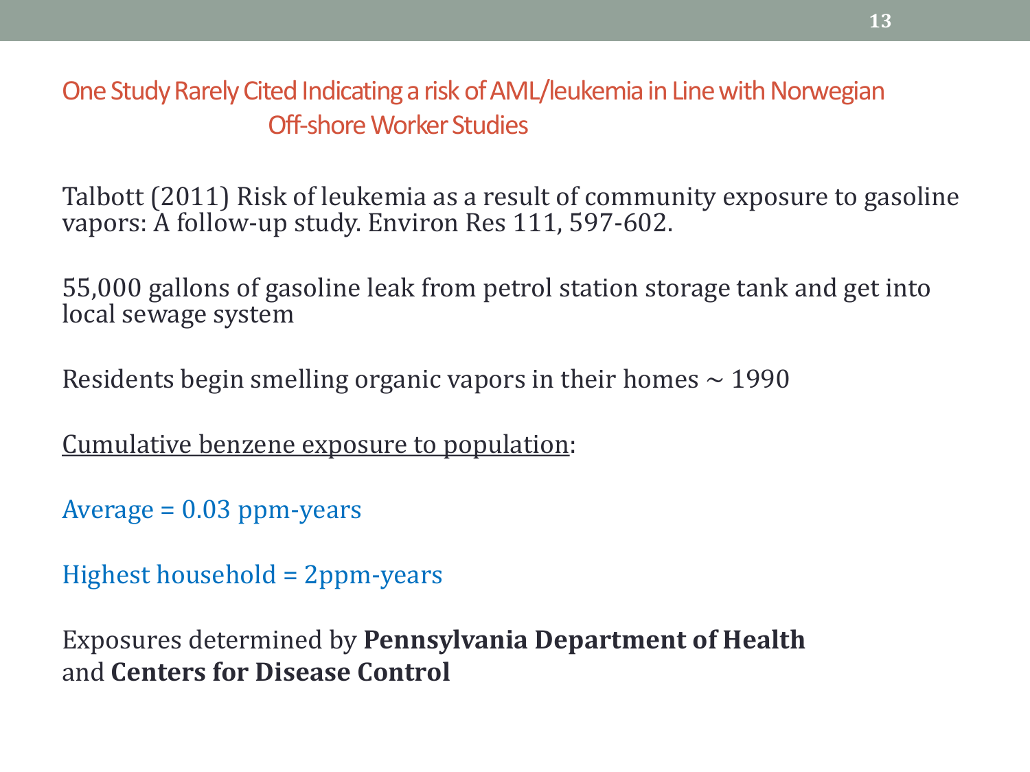## One Study Rarely Cited Indicating a risk of AML/leukemia in Line with Norwegian Off-shore Worker Studies

Talbott (2011) Risk of leukemia as a result of community exposure to gasoline vapors: A follow-up study. Environ Res 111, 597-602.

55,000 gallons of gasoline leak from petrol station storage tank and get into local sewage system

Residents begin smelling organic vapors in their homes ~ 1990

Cumulative benzene exposure to population:

Average = 0.03 ppm-years

Highest household = 2ppm-years

Exposures determined by **Pennsylvania Department of Health** and **Centers for Disease Control**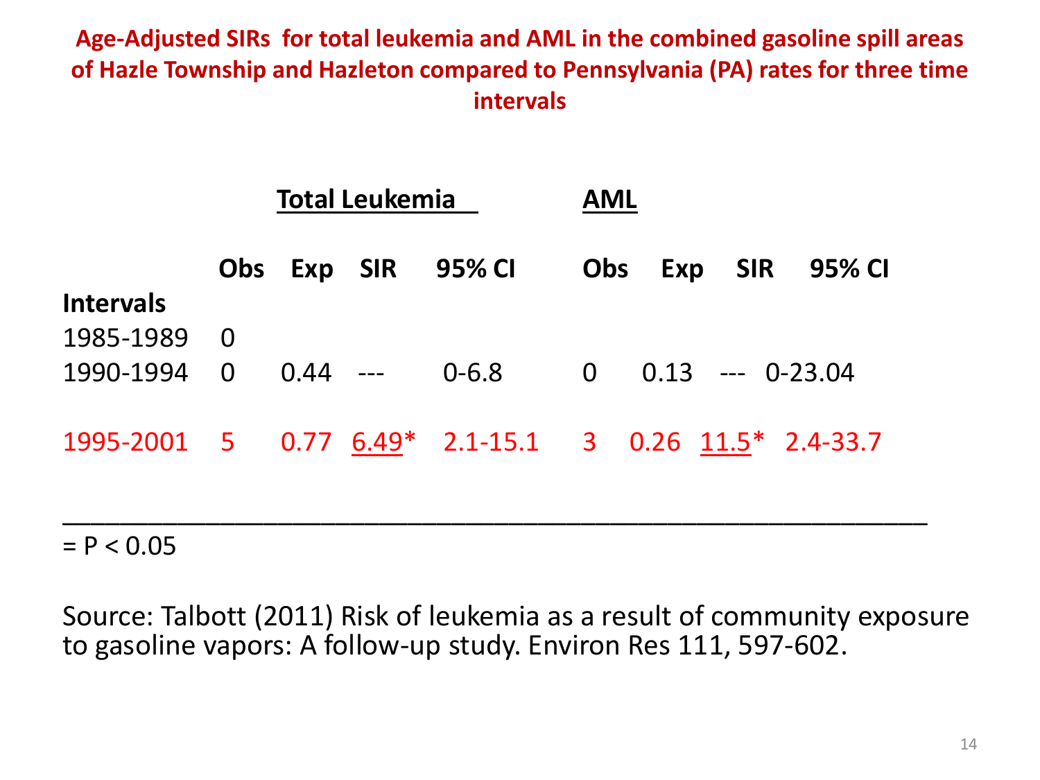## Age-Adjusted SIRs for total leukemia and AML in the combined gasoline spill areas of Hazle Township and Hazleton compared to Pennsylvania (PA) rates for three time intervals

| | Total Leukemia | | | | AML | | | |
|---|---|---|---|---|---|---|---|---|
| Intervals | Obs | Exp | SIR | 95% CI | Obs | Exp | SIR | 95% CI |
| 1985-1989 | 0 | | | | | | | |
| 1990-1994 | 0 | 0.44 | --- | 0-6.8 | 0 | 0.13 | --- | 0-23.04 |
| 1995-2001 | 5 | 0.77 | 6.49* | 2.1-15.1 | 3 | 0.26 | 11.5* | 2.4-33.7 |

= $P < 0.05$

Source: Talbott (2011) Risk of leukemia as a result of community exposure to gasoline vapors: A follow-up study. Environ Res 111, 597-602.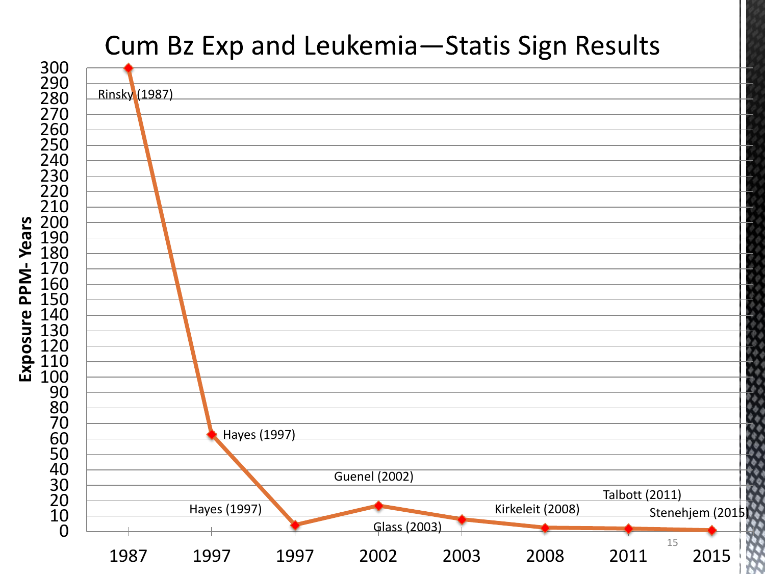# Cum Bz Exp and Leukemia—Statis Sign Results

| Study | Year | Exposure PPM-Years (approx.) |
| --- | --- | --- |
| Rinsky (1987) | 1987 | 300 |
| Hayes (1997) | 1997 | 63 |
| Hayes (1997) | 1997 | 4 |
| Guenel (2002) | 2002 | 17 |
| Glass (2003) | 2003 | 8 |
| Kirkeleit (2008) | 2008 | 2 |
| Talbott (2011) | 2011 | 2 |
| Stenehjem (2015) | 2015 | 1 |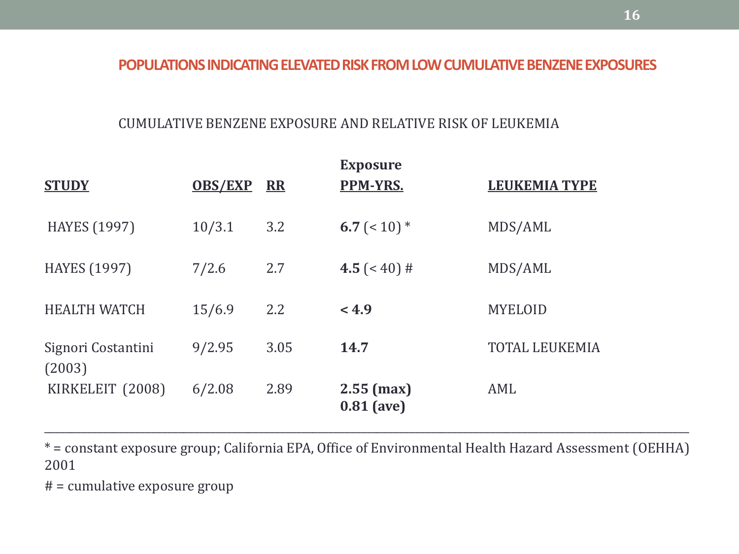## POPULATIONS INDICATING ELEVATED RISK FROM LOW CUMULATIVE BENZENE EXPOSURES

CUMULATIVE BENZENE EXPOSURE AND RELATIVE RISK OF LEUKEMIA

| STUDY | OBS/EXP | RR | Exposure PPM-YRS. | LEUKEMIA TYPE |
|---|---|---|---|---|
| HAYES (1997) | 10/3.1 | 3.2 | **6.7** (< 10) * | MDS/AML |
| HAYES (1997) | 7/2.6 | 2.7 | **4.5** (< 40) # | MDS/AML |
| HEALTH WATCH | 15/6.9 | 2.2 | **< 4.9** | MYELOID |
| Signori Costantini (2003) | 9/2.95 | 3.05 | **14.7** | TOTAL LEUKEMIA |
| KIRKELEIT (2008) | 6/2.08 | 2.89 | **2.55 (max)** **0.81 (ave)** | AML |

* = constant exposure group; California EPA, Office of Environmental Health Hazard Assessment (OEHHA) 2001

# = cumulative exposure group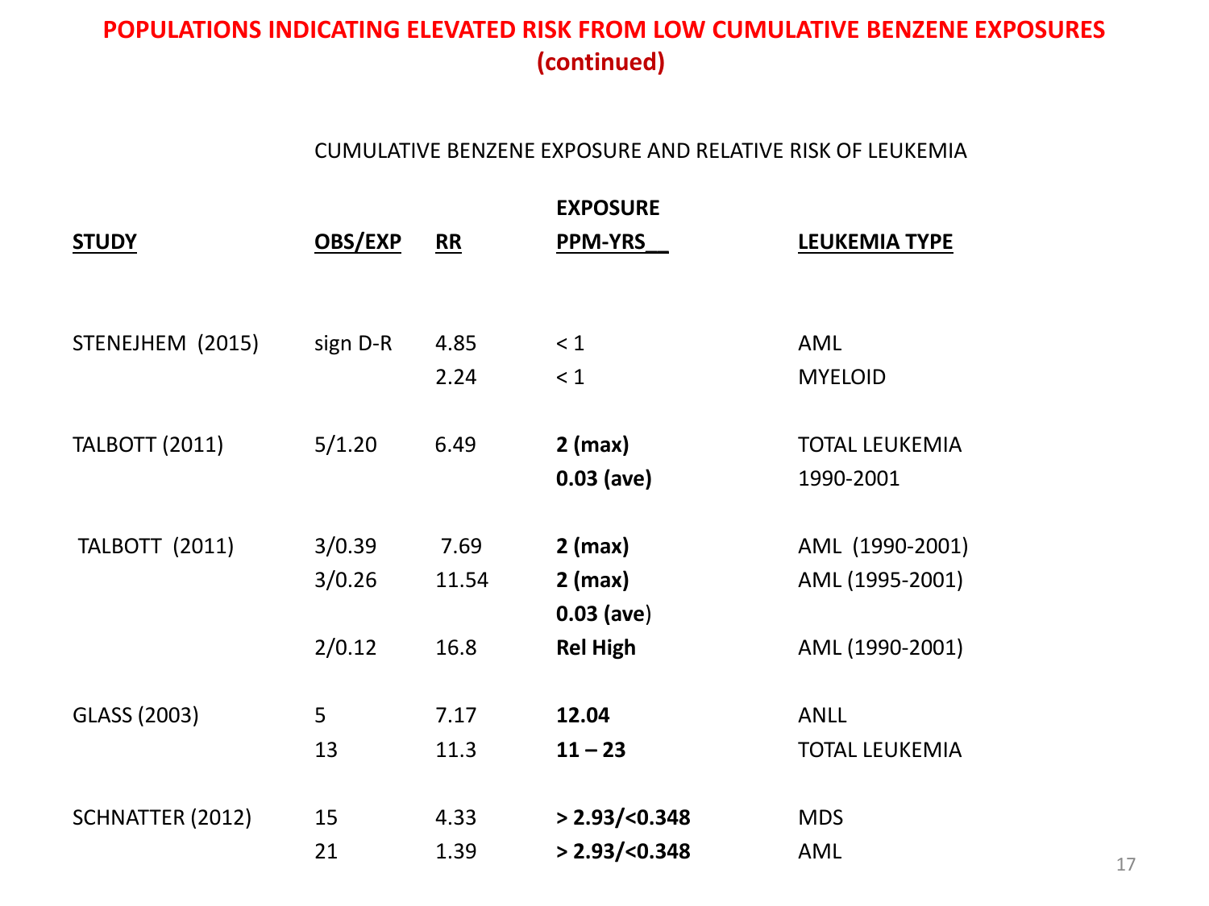# POPULATIONS INDICATING ELEVATED RISK FROM LOW CUMULATIVE BENZENE EXPOSURES (continued)

CUMULATIVE BENZENE EXPOSURE AND RELATIVE RISK OF LEUKEMIA

| STUDY | OBS/EXP | RR | EXPOSURE PPM-YRS | LEUKEMIA TYPE |
|---|---|---|---|---|
| STENEJHEM (2015) | sign D-R | 4.85 | < 1 | AML |
| | | 2.24 | < 1 | MYELOID |
| TALBOTT (2011) | 5/1.20 | 6.49 | **2 (max)** | TOTAL LEUKEMIA |
| | | | **0.03 (ave)** | 1990-2001 |
| TALBOTT (2011) | 3/0.39 | 7.69 | **2 (max)** | AML (1990-2001) |
| | 3/0.26 | 11.54 | **2 (max)** | AML (1995-2001) |
| | | | **0.03 (ave)** | |
| | 2/0.12 | 16.8 | **Rel High** | AML (1990-2001) |
| GLASS (2003) | 5 | 7.17 | **12.04** | ANLL |
| | 13 | 11.3 | **11 – 23** | TOTAL LEUKEMIA |
| SCHNATTER (2012) | 15 | 4.33 | **> 2.93/<0.348** | MDS |
| | 21 | 1.39 | **> 2.93/<0.348** | AML |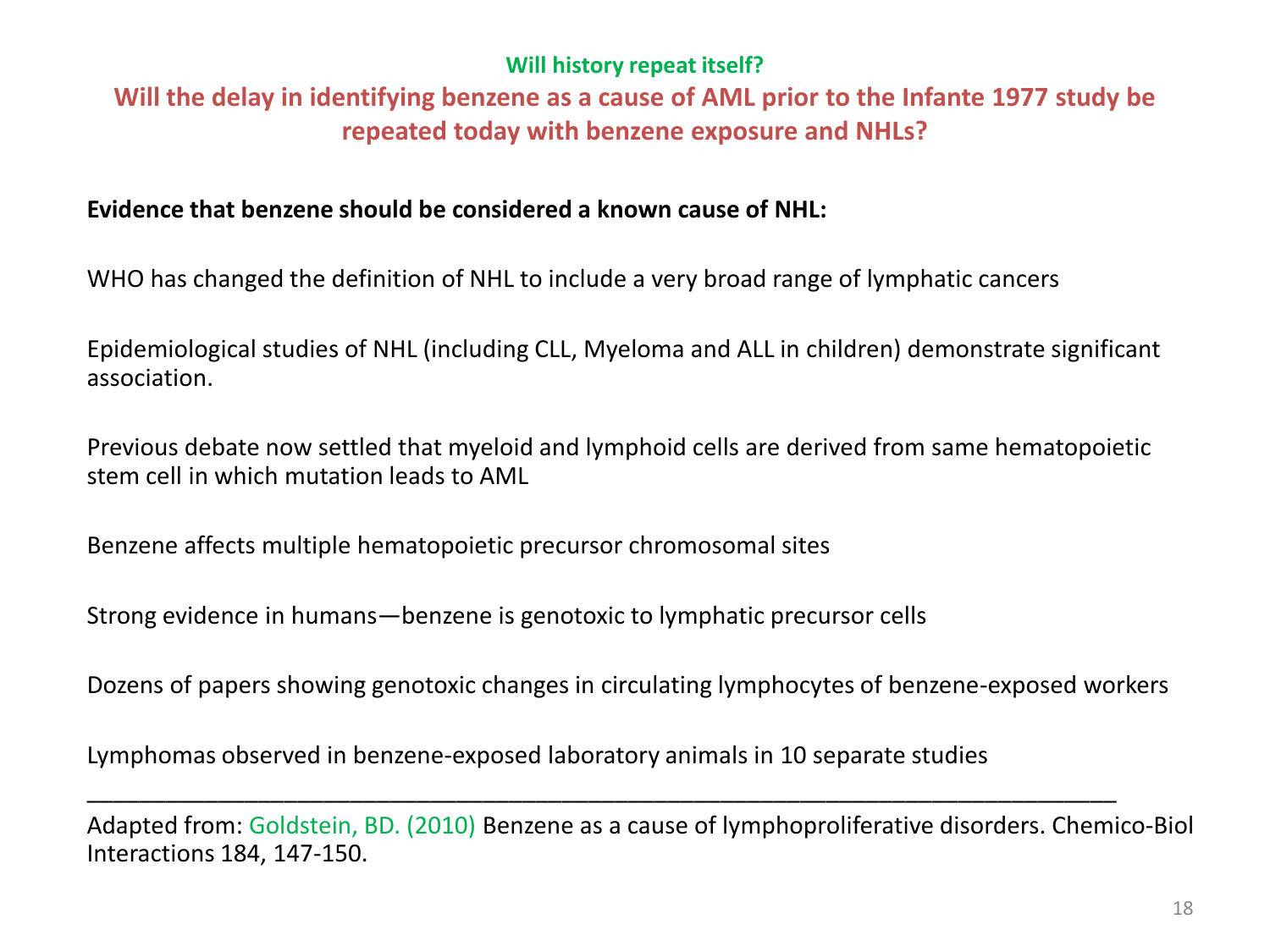**Will history repeat itself?**

## Will the delay in identifying benzene as a cause of AML prior to the Infante 1977 study be repeated today with benzene exposure and NHLs?

**Evidence that benzene should be considered a known cause of NHL:**

WHO has changed the definition of NHL to include a very broad range of lymphatic cancers

Epidemiological studies of NHL (including CLL, Myeloma and ALL in children) demonstrate significant association.

Previous debate now settled that myeloid and lymphoid cells are derived from same hematopoietic stem cell in which mutation leads to AML

Benzene affects multiple hematopoietic precursor chromosomal sites

Strong evidence in humans—benzene is genotoxic to lymphatic precursor cells

Dozens of papers showing genotoxic changes in circulating lymphocytes of benzene-exposed workers

Lymphomas observed in benzene-exposed laboratory animals in 10 separate studies

---

Adapted from: Goldstein, BD. (2010) Benzene as a cause of lymphoproliferative disorders. Chemico-Biol Interactions 184, 147-150.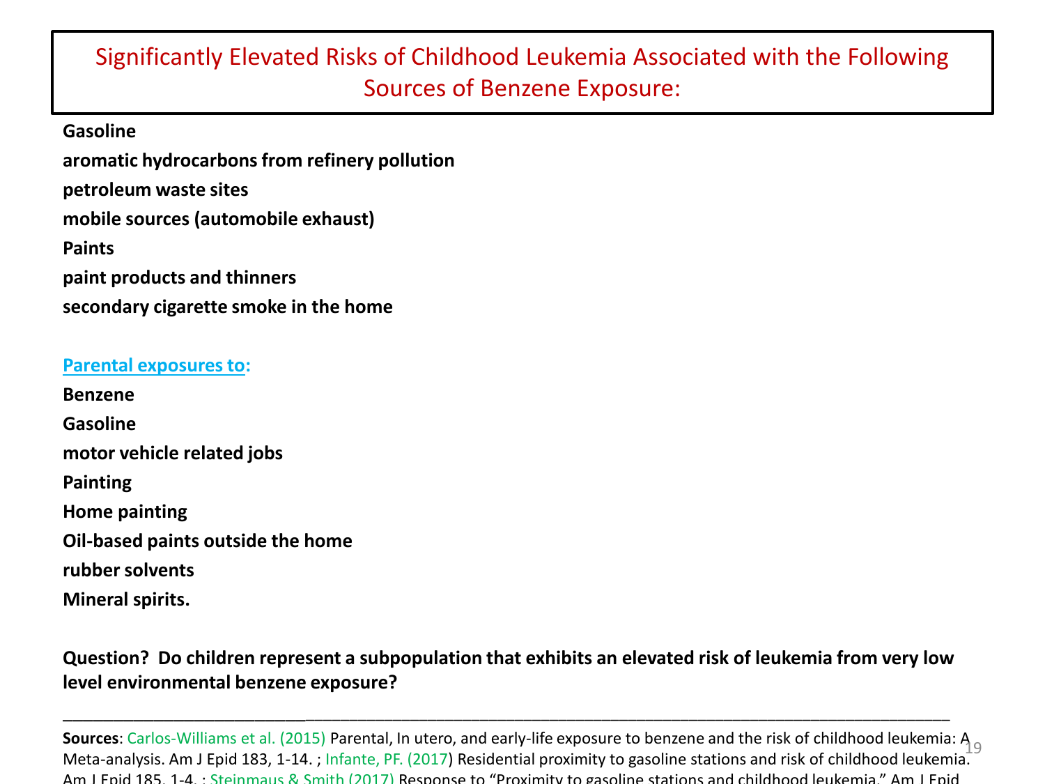# Significantly Elevated Risks of Childhood Leukemia Associated with the Following Sources of Benzene Exposure:

**Gasoline**

**aromatic hydrocarbons from refinery pollution**

**petroleum waste sites**

**mobile sources (automobile exhaust)**

**Paints**

**paint products and thinners**

**secondary cigarette smoke in the home**

**Parental exposures to:**

**Benzene**

**Gasoline**

**motor vehicle related jobs**

**Painting**

**Home painting**

**Oil-based paints outside the home**

**rubber solvents**

**Mineral spirits.**

**Question? Do children represent a subpopulation that exhibits an elevated risk of leukemia from very low level environmental benzene exposure?**

---

**Sources**: Carlos-Williams et al. (2015) Parental, In utero, and early-life exposure to benzene and the risk of childhood leukemia: A Meta-analysis. Am J Epid 183, 1-14. ; Infante, PF. (2017) Residential proximity to gasoline stations and risk of childhood leukemia. Am J Epid 185, 1-4. ; Steinmaus & Smith (2017) Response to "Proximity to gasoline stations and childhood leukemia." Am J Epid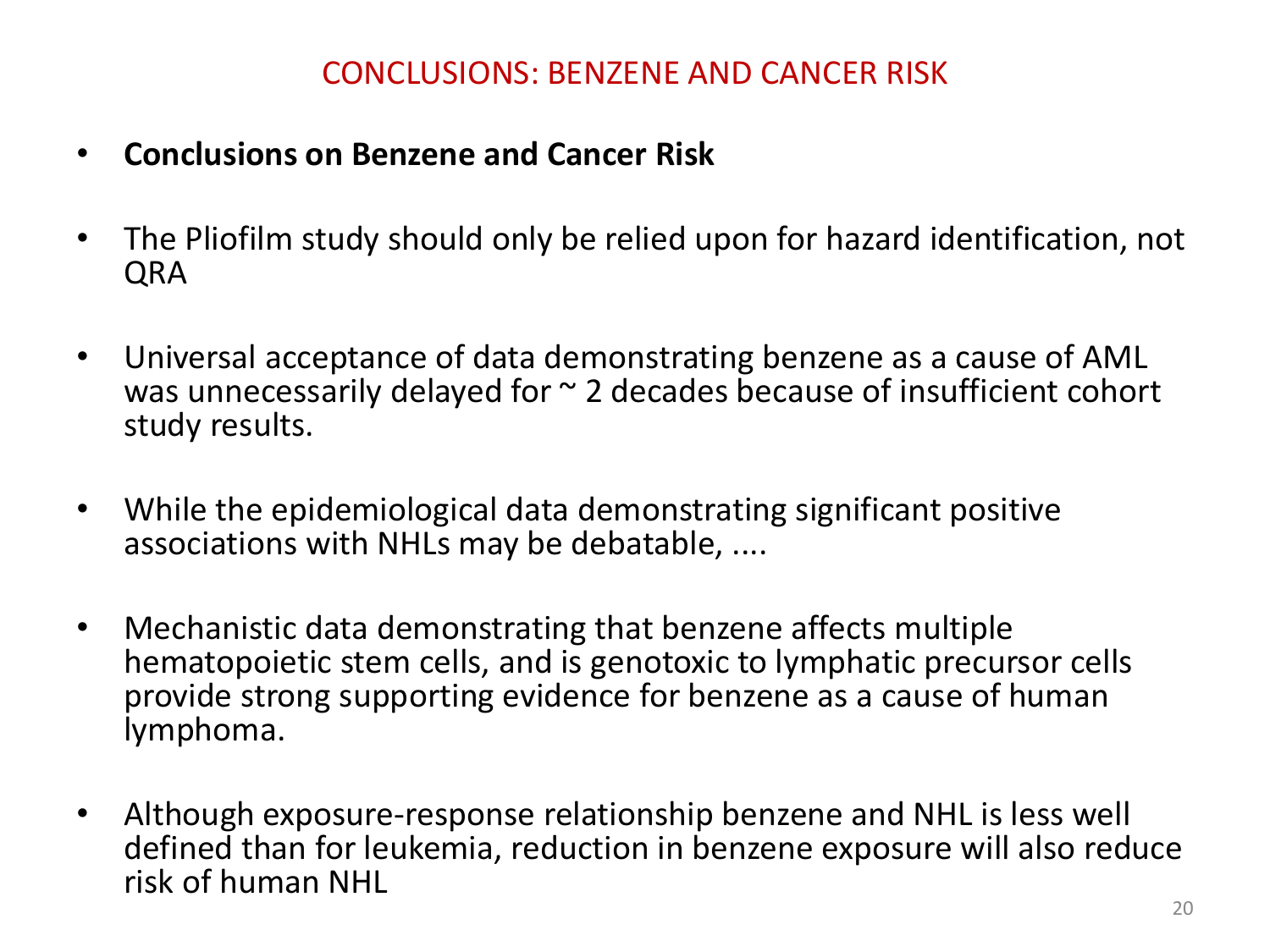# CONCLUSIONS: BENZENE AND CANCER RISK

- **Conclusions on Benzene and Cancer Risk**
- The Pliofilm study should only be relied upon for hazard identification, not QRA
- Universal acceptance of data demonstrating benzene as a cause of AML was unnecessarily delayed for ~ 2 decades because of insufficient cohort study results.
- While the epidemiological data demonstrating significant positive associations with NHLs may be debatable, ....
- Mechanistic data demonstrating that benzene affects multiple hematopoietic stem cells, and is genotoxic to lymphatic precursor cells provide strong supporting evidence for benzene as a cause of human lymphoma.
- Although exposure-response relationship benzene and NHL is less well defined than for leukemia, reduction in benzene exposure will also reduce risk of human NHL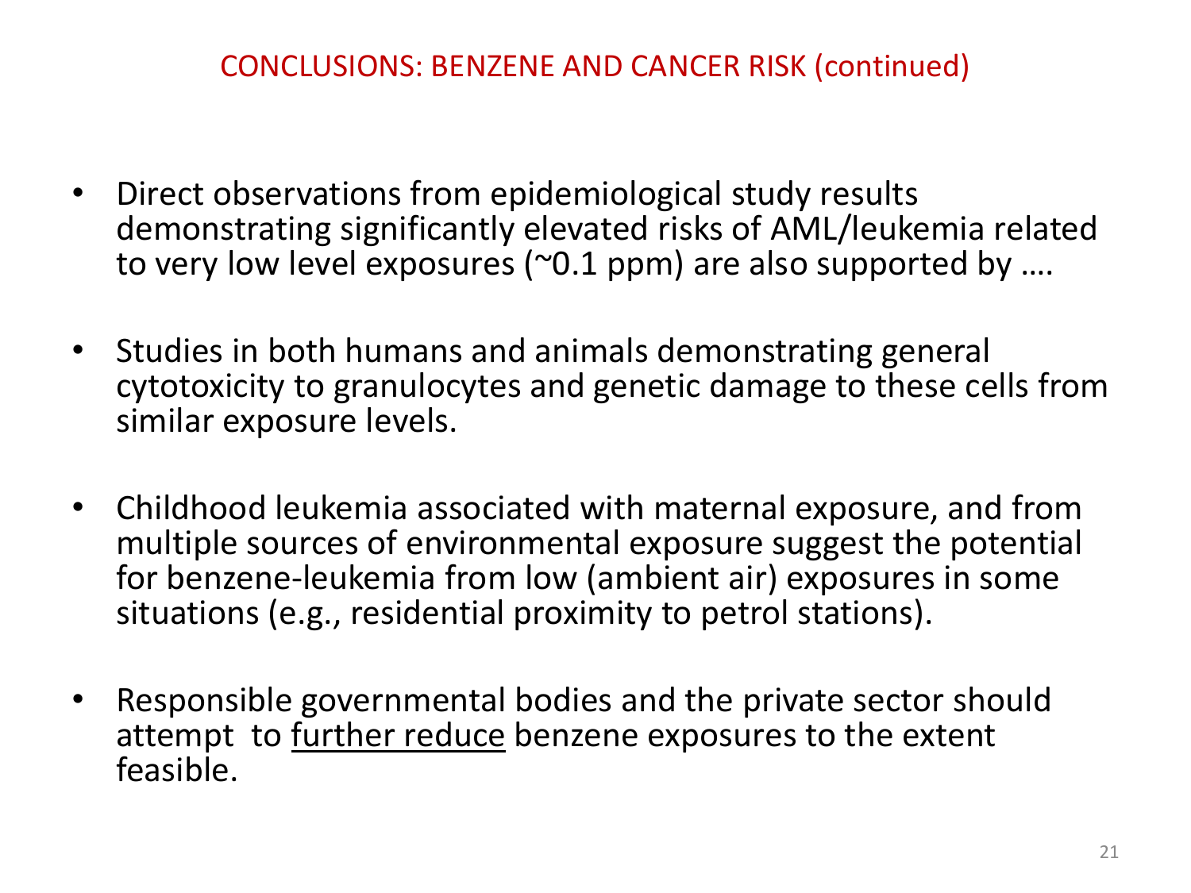## CONCLUSIONS: BENZENE AND CANCER RISK (continued)

- Direct observations from epidemiological study results demonstrating significantly elevated risks of AML/leukemia related to very low level exposures (~0.1 ppm) are also supported by ….

- Studies in both humans and animals demonstrating general cytotoxicity to granulocytes and genetic damage to these cells from similar exposure levels.

- Childhood leukemia associated with maternal exposure, and from multiple sources of environmental exposure suggest the potential for benzene-leukemia from low (ambient air) exposures in some situations (e.g., residential proximity to petrol stations).

- Responsible governmental bodies and the private sector should attempt to <u>further reduce</u> benzene exposures to the extent feasible.